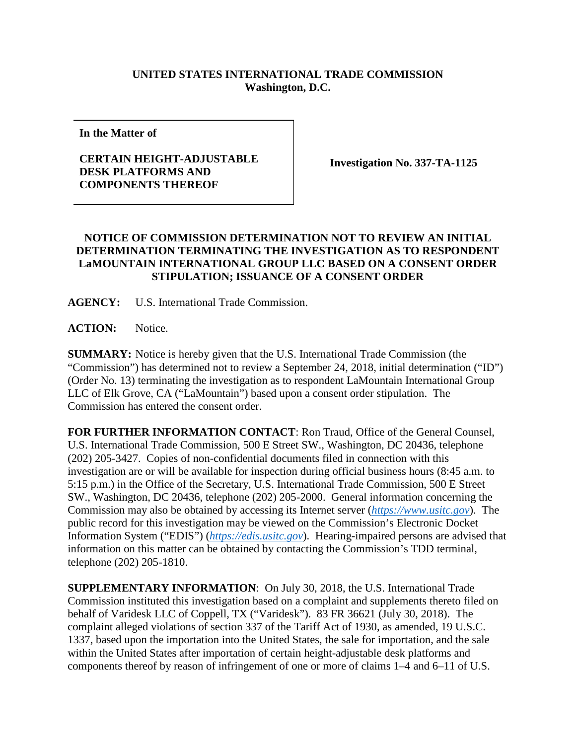**UNITED STATES INTERNATIONAL TRADE COMMISSION**
**Washington, D.C.**

| In the Matter of<br><br>**CERTAIN HEIGHT-ADJUSTABLE DESK PLATFORMS AND COMPONENTS THEREOF** | **Investigation No. 337-TA-1125** |
|---|---|

**In the Matter of**

**CERTAIN HEIGHT-ADJUSTABLE DESK PLATFORMS AND COMPONENTS THEREOF**

**Investigation No. 337-TA-1125**

## NOTICE OF COMMISSION DETERMINATION NOT TO REVIEW AN INITIAL DETERMINATION TERMINATING THE INVESTIGATION AS TO RESPONDENT LaMOUNTAIN INTERNATIONAL GROUP LLC BASED ON A CONSENT ORDER STIPULATION; ISSUANCE OF A CONSENT ORDER

**AGENCY:** U.S. International Trade Commission.

**ACTION:** Notice.

**SUMMARY:** Notice is hereby given that the U.S. International Trade Commission (the "Commission") has determined not to review a September 24, 2018, initial determination ("ID") (Order No. 13) terminating the investigation as to respondent LaMountain International Group LLC of Elk Grove, CA ("LaMountain") based upon a consent order stipulation. The Commission has entered the consent order.

**FOR FURTHER INFORMATION CONTACT**: Ron Traud, Office of the General Counsel, U.S. International Trade Commission, 500 E Street SW., Washington, DC 20436, telephone (202) 205-3427. Copies of non-confidential documents filed in connection with this investigation are or will be available for inspection during official business hours (8:45 a.m. to 5:15 p.m.) in the Office of the Secretary, U.S. International Trade Commission, 500 E Street SW., Washington, DC 20436, telephone (202) 205-2000. General information concerning the Commission may also be obtained by accessing its Internet server (*https://www.usitc.gov*). The public record for this investigation may be viewed on the Commission's Electronic Docket Information System ("EDIS") (*https://edis.usitc.gov*). Hearing-impaired persons are advised that information on this matter can be obtained by contacting the Commission's TDD terminal, telephone (202) 205-1810.

**SUPPLEMENTARY INFORMATION**: On July 30, 2018, the U.S. International Trade Commission instituted this investigation based on a complaint and supplements thereto filed on behalf of Varidesk LLC of Coppell, TX ("Varidesk"). 83 FR 36621 (July 30, 2018). The complaint alleged violations of section 337 of the Tariff Act of 1930, as amended, 19 U.S.C. 1337, based upon the importation into the United States, the sale for importation, and the sale within the United States after importation of certain height-adjustable desk platforms and components thereof by reason of infringement of one or more of claims 1–4 and 6–11 of U.S.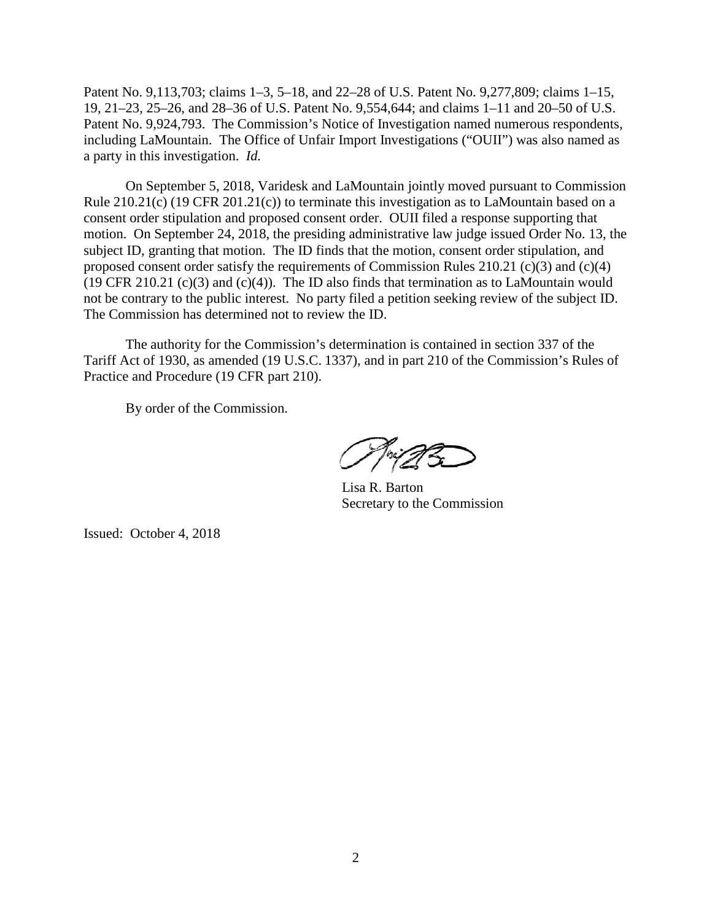Patent No. 9,113,703; claims 1–3, 5–18, and 22–28 of U.S. Patent No. 9,277,809; claims 1–15, 19, 21–23, 25–26, and 28–36 of U.S. Patent No. 9,554,644; and claims 1–11 and 20–50 of U.S. Patent No. 9,924,793. The Commission's Notice of Investigation named numerous respondents, including LaMountain. The Office of Unfair Import Investigations ("OUII") was also named as a party in this investigation. *Id.*

On September 5, 2018, Varidesk and LaMountain jointly moved pursuant to Commission Rule 210.21(c) (19 CFR 201.21(c)) to terminate this investigation as to LaMountain based on a consent order stipulation and proposed consent order. OUII filed a response supporting that motion. On September 24, 2018, the presiding administrative law judge issued Order No. 13, the subject ID, granting that motion. The ID finds that the motion, consent order stipulation, and proposed consent order satisfy the requirements of Commission Rules 210.21 (c)(3) and (c)(4) (19 CFR 210.21 (c)(3) and (c)(4)). The ID also finds that termination as to LaMountain would not be contrary to the public interest. No party filed a petition seeking review of the subject ID. The Commission has determined not to review the ID.

The authority for the Commission's determination is contained in section 337 of the Tariff Act of 1930, as amended (19 U.S.C. 1337), and in part 210 of the Commission's Rules of Practice and Procedure (19 CFR part 210).

By order of the Commission.

Lisa R. Barton
Secretary to the Commission

Issued: October 4, 2018